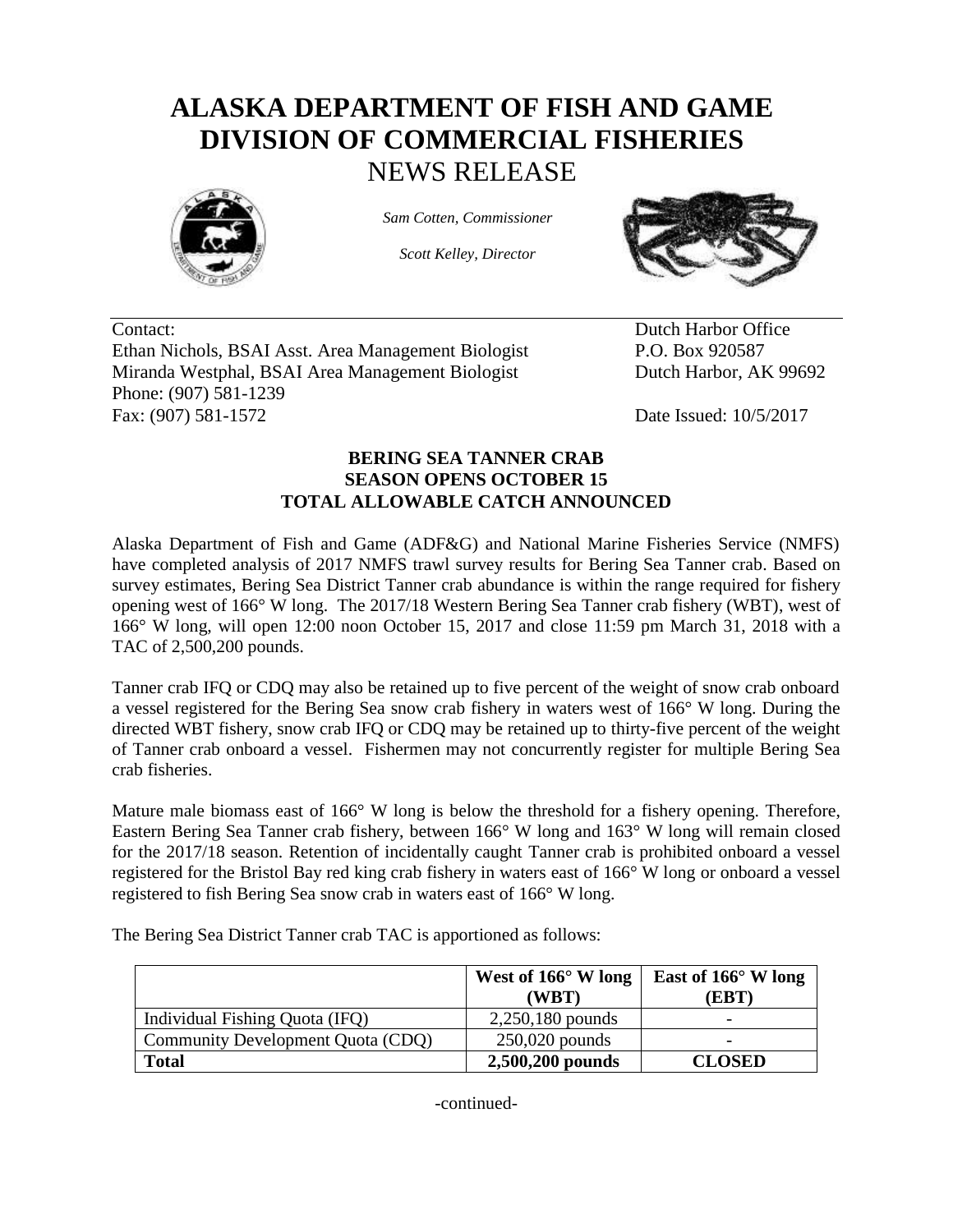# ALASKA DEPARTMENT OF FISH AND GAME
# DIVISION OF COMMERCIAL FISHERIES
## NEWS RELEASE

*Sam Cotten, Commissioner*

*Scott Kelley, Director*

Contact:
Ethan Nichols, BSAI Asst. Area Management Biologist
Miranda Westphal, BSAI Area Management Biologist
Phone: (907) 581-1239
Fax: (907) 581-1572

Dutch Harbor Office
P.O. Box 920587
Dutch Harbor, AK 99692

Date Issued: 10/5/2017

**BERING SEA TANNER CRAB**
**SEASON OPENS OCTOBER 15**
**TOTAL ALLOWABLE CATCH ANNOUNCED**

Alaska Department of Fish and Game (ADF&G) and National Marine Fisheries Service (NMFS) have completed analysis of 2017 NMFS trawl survey results for Bering Sea Tanner crab. Based on survey estimates, Bering Sea District Tanner crab abundance is within the range required for fishery opening west of 166° W long. The 2017/18 Western Bering Sea Tanner crab fishery (WBT), west of 166° W long, will open 12:00 noon October 15, 2017 and close 11:59 pm March 31, 2018 with a TAC of 2,500,200 pounds.

Tanner crab IFQ or CDQ may also be retained up to five percent of the weight of snow crab onboard a vessel registered for the Bering Sea snow crab fishery in waters west of 166° W long. During the directed WBT fishery, snow crab IFQ or CDQ may be retained up to thirty-five percent of the weight of Tanner crab onboard a vessel. Fishermen may not concurrently register for multiple Bering Sea crab fisheries.

Mature male biomass east of 166° W long is below the threshold for a fishery opening. Therefore, Eastern Bering Sea Tanner crab fishery, between 166° W long and 163° W long will remain closed for the 2017/18 season. Retention of incidentally caught Tanner crab is prohibited onboard a vessel registered for the Bristol Bay red king crab fishery in waters east of 166° W long or onboard a vessel registered to fish Bering Sea snow crab in waters east of 166° W long.

The Bering Sea District Tanner crab TAC is apportioned as follows:

| | West of 166° W long (WBT) | East of 166° W long (EBT) |
|---|---|---|
| Individual Fishing Quota (IFQ) | 2,250,180 pounds | - |
| Community Development Quota (CDQ) | 250,020 pounds | - |
| **Total** | **2,500,200 pounds** | **CLOSED** |

-continued-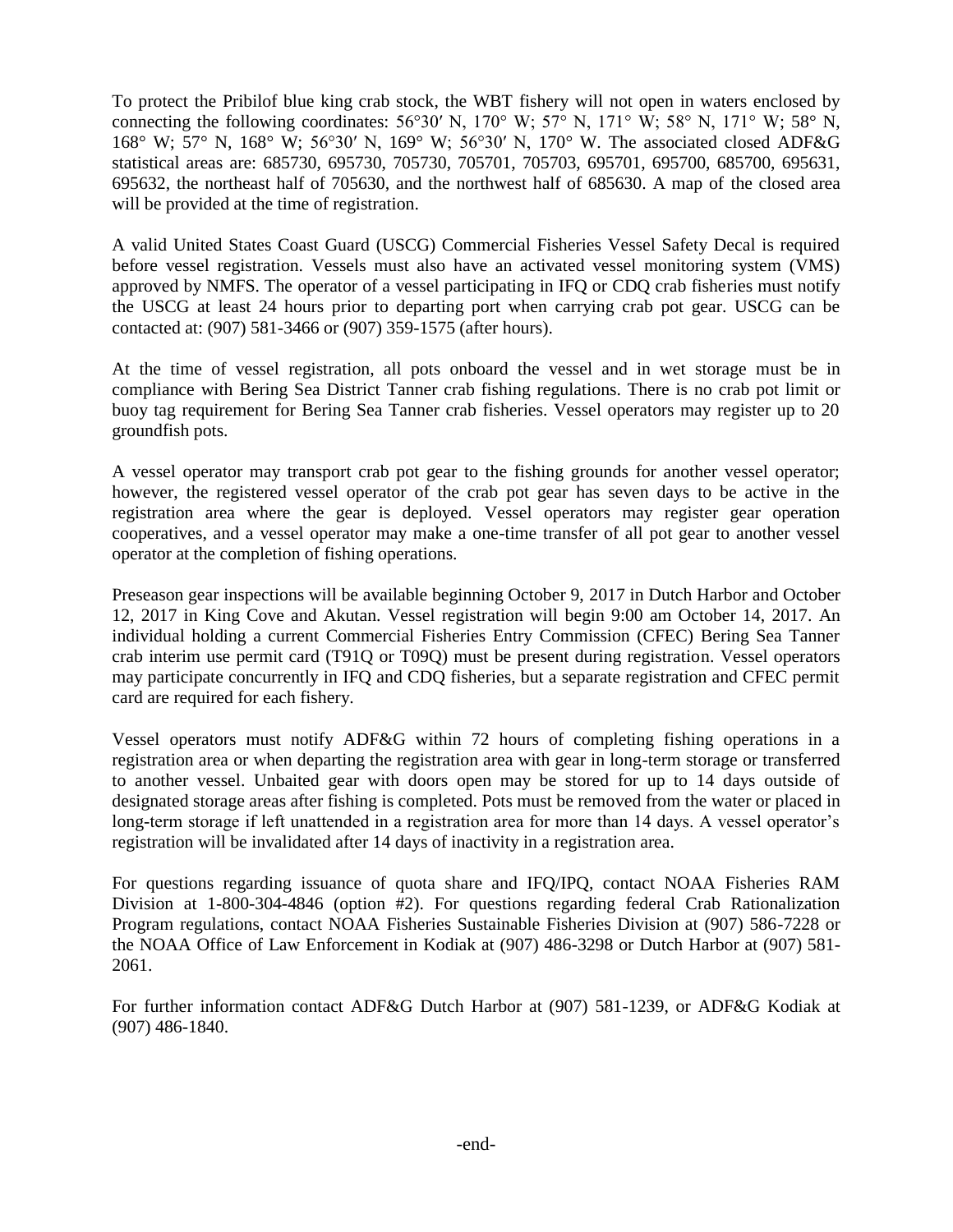To protect the Pribilof blue king crab stock, the WBT fishery will not open in waters enclosed by connecting the following coordinates: 56°30′ N, 170° W; 57° N, 171° W; 58° N, 171° W; 58° N, 168° W; 57° N, 168° W; 56°30′ N, 169° W; 56°30′ N, 170° W. The associated closed ADF&G statistical areas are: 685730, 695730, 705730, 705701, 705703, 695701, 695700, 685700, 695631, 695632, the northeast half of 705630, and the northwest half of 685630. A map of the closed area will be provided at the time of registration.

A valid United States Coast Guard (USCG) Commercial Fisheries Vessel Safety Decal is required before vessel registration. Vessels must also have an activated vessel monitoring system (VMS) approved by NMFS. The operator of a vessel participating in IFQ or CDQ crab fisheries must notify the USCG at least 24 hours prior to departing port when carrying crab pot gear. USCG can be contacted at: (907) 581-3466 or (907) 359-1575 (after hours).

At the time of vessel registration, all pots onboard the vessel and in wet storage must be in compliance with Bering Sea District Tanner crab fishing regulations. There is no crab pot limit or buoy tag requirement for Bering Sea Tanner crab fisheries. Vessel operators may register up to 20 groundfish pots.

A vessel operator may transport crab pot gear to the fishing grounds for another vessel operator; however, the registered vessel operator of the crab pot gear has seven days to be active in the registration area where the gear is deployed. Vessel operators may register gear operation cooperatives, and a vessel operator may make a one-time transfer of all pot gear to another vessel operator at the completion of fishing operations.

Preseason gear inspections will be available beginning October 9, 2017 in Dutch Harbor and October 12, 2017 in King Cove and Akutan. Vessel registration will begin 9:00 am October 14, 2017. An individual holding a current Commercial Fisheries Entry Commission (CFEC) Bering Sea Tanner crab interim use permit card (T91Q or T09Q) must be present during registration. Vessel operators may participate concurrently in IFQ and CDQ fisheries, but a separate registration and CFEC permit card are required for each fishery.

Vessel operators must notify ADF&G within 72 hours of completing fishing operations in a registration area or when departing the registration area with gear in long-term storage or transferred to another vessel. Unbaited gear with doors open may be stored for up to 14 days outside of designated storage areas after fishing is completed. Pots must be removed from the water or placed in long-term storage if left unattended in a registration area for more than 14 days. A vessel operator's registration will be invalidated after 14 days of inactivity in a registration area.

For questions regarding issuance of quota share and IFQ/IPQ, contact NOAA Fisheries RAM Division at 1-800-304-4846 (option #2). For questions regarding federal Crab Rationalization Program regulations, contact NOAA Fisheries Sustainable Fisheries Division at (907) 586-7228 or the NOAA Office of Law Enforcement in Kodiak at (907) 486-3298 or Dutch Harbor at (907) 581-2061.

For further information contact ADF&G Dutch Harbor at (907) 581-1239, or ADF&G Kodiak at (907) 486-1840.

-end-